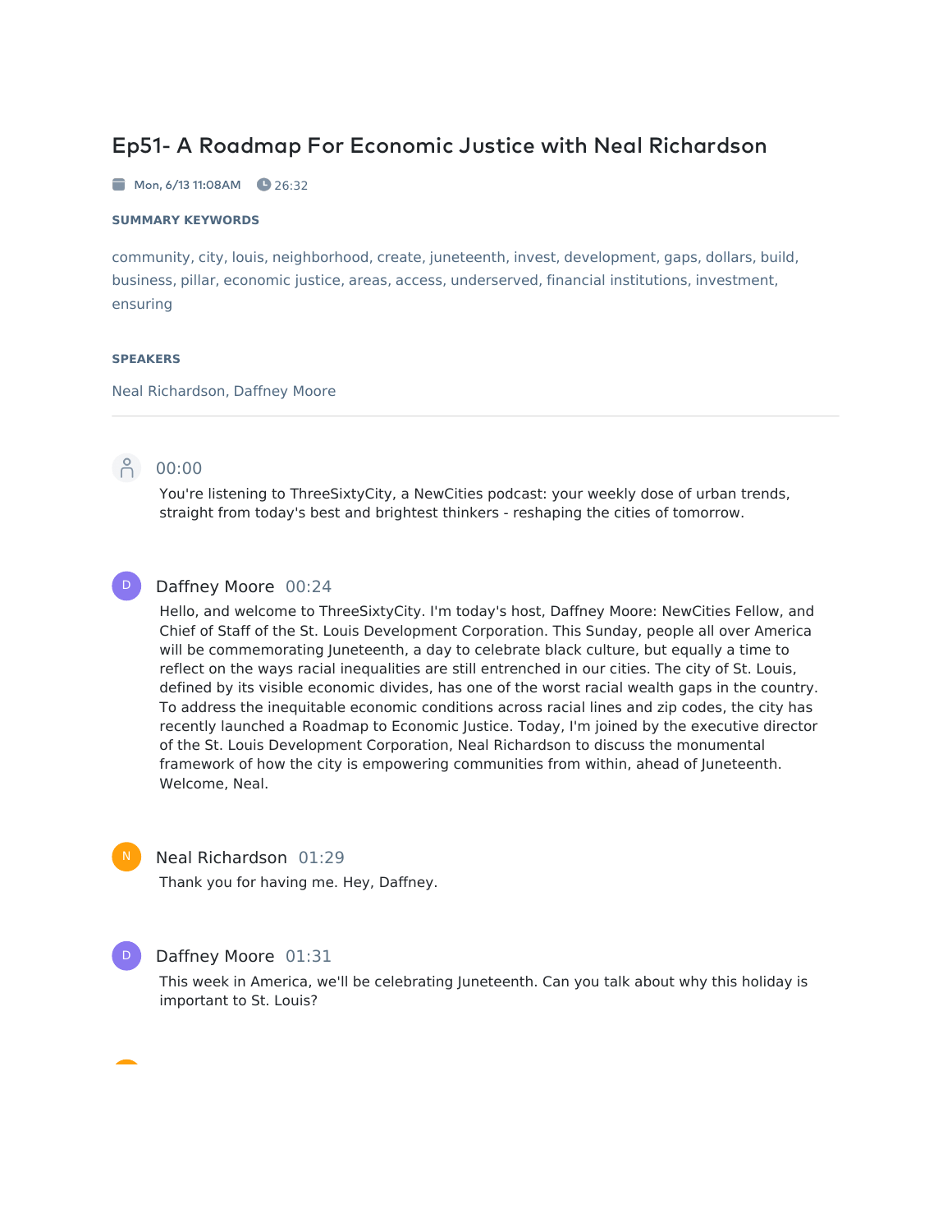# Ep51- A Roadmap For Economic Justice with Neal Richardson

Mon, 6/13 11:08AM  26:32

**SUMMARY KEYWORDS**

community, city, louis, neighborhood, create, juneteenth, invest, development, gaps, dollars, build, business, pillar, economic justice, areas, access, underserved, financial institutions, investment, ensuring

**SPEAKERS**

Neal Richardson, Daffney Moore

---

**00:00**

You're listening to ThreeSixtyCity, a NewCities podcast: your weekly dose of urban trends, straight from today's best and brightest thinkers - reshaping the cities of tomorrow.

**Daffney Moore** 00:24

Hello, and welcome to ThreeSixtyCity. I'm today's host, Daffney Moore: NewCities Fellow, and Chief of Staff of the St. Louis Development Corporation. This Sunday, people all over America will be commemorating Juneteenth, a day to celebrate black culture, but equally a time to reflect on the ways racial inequalities are still entrenched in our cities. The city of St. Louis, defined by its visible economic divides, has one of the worst racial wealth gaps in the country. To address the inequitable economic conditions across racial lines and zip codes, the city has recently launched a Roadmap to Economic Justice. Today, I'm joined by the executive director of the St. Louis Development Corporation, Neal Richardson to discuss the monumental framework of how the city is empowering communities from within, ahead of Juneteenth. Welcome, Neal.

**Neal Richardson** 01:29

Thank you for having me. Hey, Daffney.

**Daffney Moore** 01:31

This week in America, we'll be celebrating Juneteenth. Can you talk about why this holiday is important to St. Louis?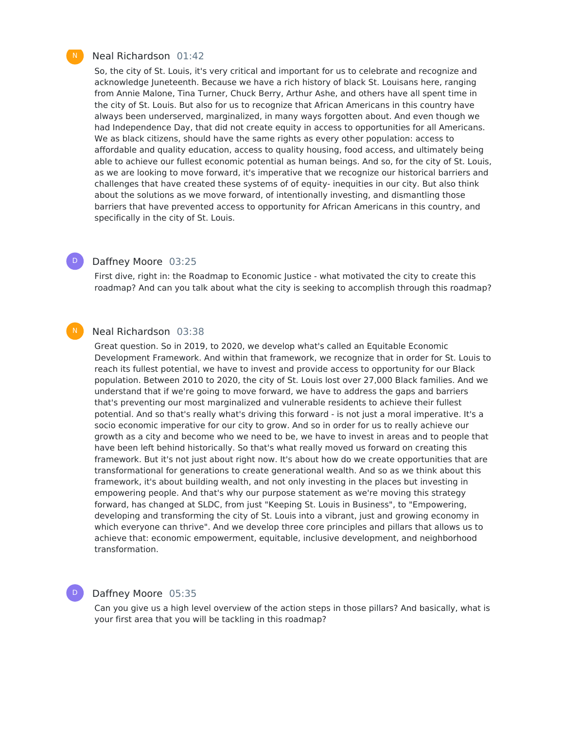N

Neal Richardson 01:42

So, the city of St. Louis, it's very critical and important for us to celebrate and recognize and acknowledge Juneteenth. Because we have a rich history of black St. Louisans here, ranging from Annie Malone, Tina Turner, Chuck Berry, Arthur Ashe, and others have all spent time in the city of St. Louis. But also for us to recognize that African Americans in this country have always been underserved, marginalized, in many ways forgotten about. And even though we had Independence Day, that did not create equity in access to opportunities for all Americans. We as black citizens, should have the same rights as every other population: access to affordable and quality education, access to quality housing, food access, and ultimately being able to achieve our fullest economic potential as human beings. And so, for the city of St. Louis, as we are looking to move forward, it's imperative that we recognize our historical barriers and challenges that have created these systems of of equity- inequities in our city. But also think about the solutions as we move forward, of intentionally investing, and dismantling those barriers that have prevented access to opportunity for African Americans in this country, and specifically in the city of St. Louis.

D

Daffney Moore 03:25

First dive, right in: the Roadmap to Economic Justice - what motivated the city to create this roadmap? And can you talk about what the city is seeking to accomplish through this roadmap?

N

Neal Richardson 03:38

Great question. So in 2019, to 2020, we develop what's called an Equitable Economic Development Framework. And within that framework, we recognize that in order for St. Louis to reach its fullest potential, we have to invest and provide access to opportunity for our Black population. Between 2010 to 2020, the city of St. Louis lost over 27,000 Black families. And we understand that if we're going to move forward, we have to address the gaps and barriers that's preventing our most marginalized and vulnerable residents to achieve their fullest potential. And so that's really what's driving this forward - is not just a moral imperative. It's a socio economic imperative for our city to grow. And so in order for us to really achieve our growth as a city and become who we need to be, we have to invest in areas and to people that have been left behind historically. So that's what really moved us forward on creating this framework. But it's not just about right now. It's about how do we create opportunities that are transformational for generations to create generational wealth. And so as we think about this framework, it's about building wealth, and not only investing in the places but investing in empowering people. And that's why our purpose statement as we're moving this strategy forward, has changed at SLDC, from just "Keeping St. Louis in Business", to "Empowering, developing and transforming the city of St. Louis into a vibrant, just and growing economy in which everyone can thrive". And we develop three core principles and pillars that allows us to achieve that: economic empowerment, equitable, inclusive development, and neighborhood transformation.

D

Daffney Moore 05:35

Can you give us a high level overview of the action steps in those pillars? And basically, what is your first area that you will be tackling in this roadmap?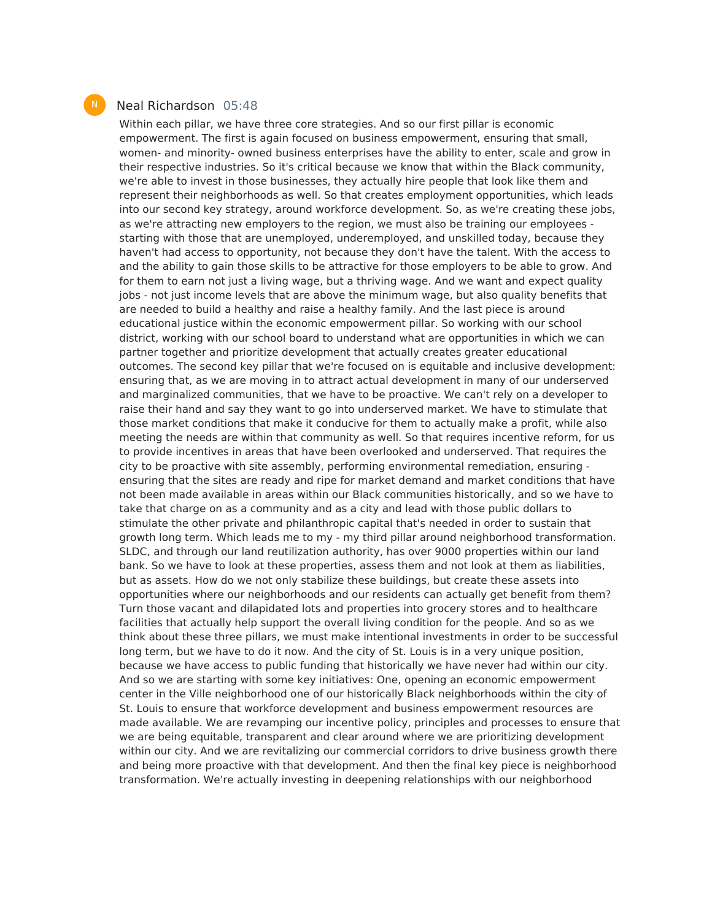N **Neal Richardson** 05:48

Within each pillar, we have three core strategies. And so our first pillar is economic empowerment. The first is again focused on business empowerment, ensuring that small, women- and minority- owned business enterprises have the ability to enter, scale and grow in their respective industries. So it's critical because we know that within the Black community, we're able to invest in those businesses, they actually hire people that look like them and represent their neighborhoods as well. So that creates employment opportunities, which leads into our second key strategy, around workforce development. So, as we're creating these jobs, as we're attracting new employers to the region, we must also be training our employees - starting with those that are unemployed, underemployed, and unskilled today, because they haven't had access to opportunity, not because they don't have the talent. With the access to and the ability to gain those skills to be attractive for those employers to be able to grow. And for them to earn not just a living wage, but a thriving wage. And we want and expect quality jobs - not just income levels that are above the minimum wage, but also quality benefits that are needed to build a healthy and raise a healthy family. And the last piece is around educational justice within the economic empowerment pillar. So working with our school district, working with our school board to understand what are opportunities in which we can partner together and prioritize development that actually creates greater educational outcomes. The second key pillar that we're focused on is equitable and inclusive development: ensuring that, as we are moving in to attract actual development in many of our underserved and marginalized communities, that we have to be proactive. We can't rely on a developer to raise their hand and say they want to go into underserved market. We have to stimulate that those market conditions that make it conducive for them to actually make a profit, while also meeting the needs are within that community as well. So that requires incentive reform, for us to provide incentives in areas that have been overlooked and underserved. That requires the city to be proactive with site assembly, performing environmental remediation, ensuring - ensuring that the sites are ready and ripe for market demand and market conditions that have not been made available in areas within our Black communities historically, and so we have to take that charge on as a community and as a city and lead with those public dollars to stimulate the other private and philanthropic capital that's needed in order to sustain that growth long term. Which leads me to my - my third pillar around neighborhood transformation. SLDC, and through our land reutilization authority, has over 9000 properties within our land bank. So we have to look at these properties, assess them and not look at them as liabilities, but as assets. How do we not only stabilize these buildings, but create these assets into opportunities where our neighborhoods and our residents can actually get benefit from them? Turn those vacant and dilapidated lots and properties into grocery stores and to healthcare facilities that actually help support the overall living condition for the people. And so as we think about these three pillars, we must make intentional investments in order to be successful long term, but we have to do it now. And the city of St. Louis is in a very unique position, because we have access to public funding that historically we have never had within our city. And so we are starting with some key initiatives: One, opening an economic empowerment center in the Ville neighborhood one of our historically Black neighborhoods within the city of St. Louis to ensure that workforce development and business empowerment resources are made available. We are revamping our incentive policy, principles and processes to ensure that we are being equitable, transparent and clear around where we are prioritizing development within our city. And we are revitalizing our commercial corridors to drive business growth there and being more proactive with that development. And then the final key piece is neighborhood transformation. We're actually investing in deepening relationships with our neighborhood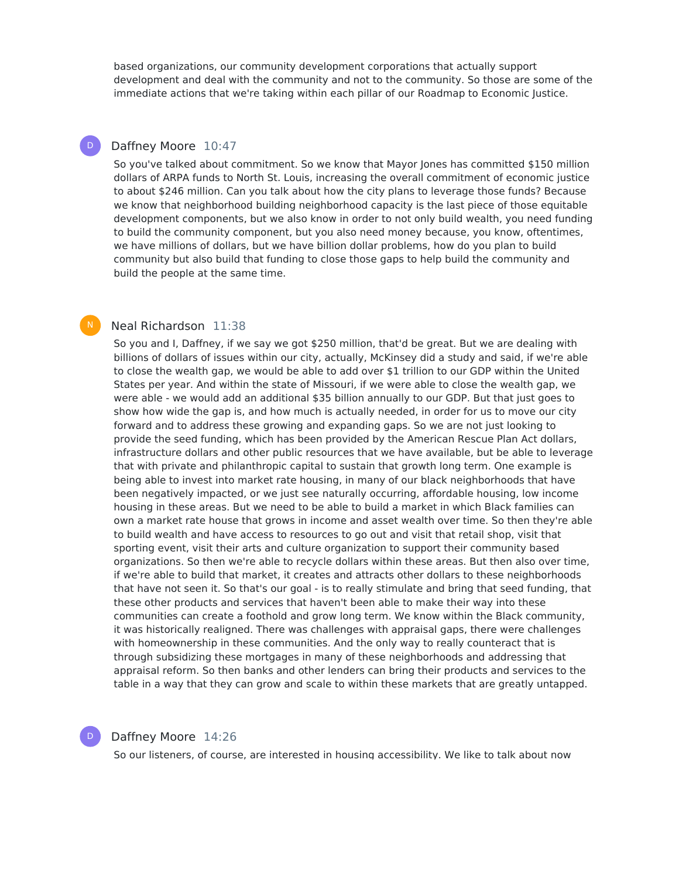based organizations, our community development corporations that actually support development and deal with the community and not to the community. So those are some of the immediate actions that we're taking within each pillar of our Roadmap to Economic Justice.

**Daffney Moore** 10:47

So you've talked about commitment. So we know that Mayor Jones has committed $150 million dollars of ARPA funds to North St. Louis, increasing the overall commitment of economic justice to about $246 million. Can you talk about how the city plans to leverage those funds? Because we know that neighborhood building neighborhood capacity is the last piece of those equitable development components, but we also know in order to not only build wealth, you need funding to build the community component, but you also need money because, you know, oftentimes, we have millions of dollars, but we have billion dollar problems, how do you plan to build community but also build that funding to close those gaps to help build the community and build the people at the same time.

**Neal Richardson** 11:38

So you and I, Daffney, if we say we got $250 million, that'd be great. But we are dealing with billions of dollars of issues within our city, actually, McKinsey did a study and said, if we're able to close the wealth gap, we would be able to add over $1 trillion to our GDP within the United States per year. And within the state of Missouri, if we were able to close the wealth gap, we were able - we would add an additional $35 billion annually to our GDP. But that just goes to show how wide the gap is, and how much is actually needed, in order for us to move our city forward and to address these growing and expanding gaps. So we are not just looking to provide the seed funding, which has been provided by the American Rescue Plan Act dollars, infrastructure dollars and other public resources that we have available, but be able to leverage that with private and philanthropic capital to sustain that growth long term. One example is being able to invest into market rate housing, in many of our black neighborhoods that have been negatively impacted, or we just see naturally occurring, affordable housing, low income housing in these areas. But we need to be able to build a market in which Black families can own a market rate house that grows in income and asset wealth over time. So then they're able to build wealth and have access to resources to go out and visit that retail shop, visit that sporting event, visit their arts and culture organization to support their community based organizations. So then we're able to recycle dollars within these areas. But then also over time, if we're able to build that market, it creates and attracts other dollars to these neighborhoods that have not seen it. So that's our goal - is to really stimulate and bring that seed funding, that these other products and services that haven't been able to make their way into these communities can create a foothold and grow long term. We know within the Black community, it was historically realigned. There was challenges with appraisal gaps, there were challenges with homeownership in these communities. And the only way to really counteract that is through subsidizing these mortgages in many of these neighborhoods and addressing that appraisal reform. So then banks and other lenders can bring their products and services to the table in a way that they can grow and scale to within these markets that are greatly untapped.

**Daffney Moore** 14:26

So our listeners, of course, are interested in housing accessibility. We like to talk about now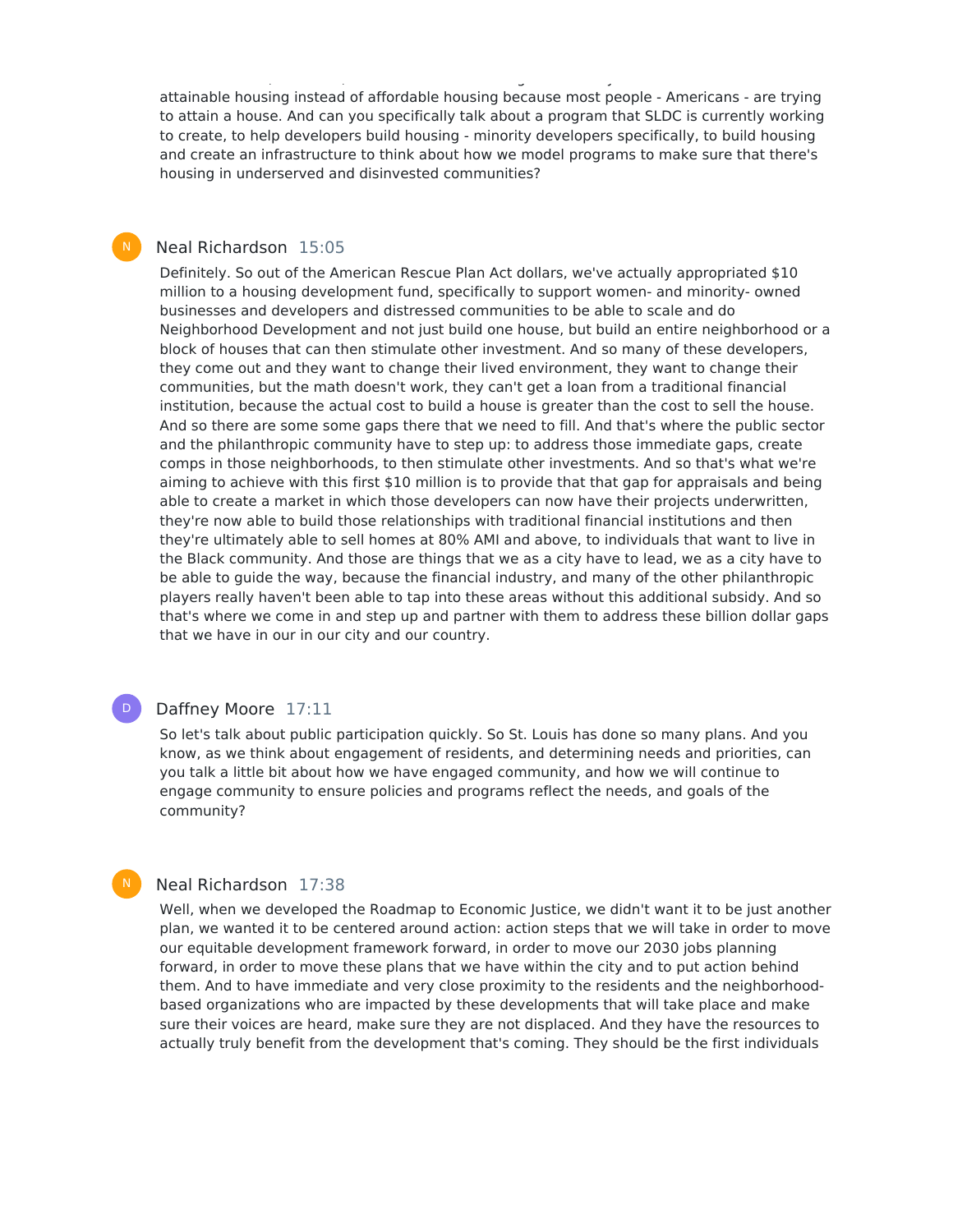attainable housing instead of affordable housing because most people - Americans - are trying to attain a house. And can you specifically talk about a program that SLDC is currently working to create, to help developers build housing - minority developers specifically, to build housing and create an infrastructure to think about how we model programs to make sure that there's housing in underserved and disinvested communities?

**Neal Richardson** 15:05

Definitely. So out of the American Rescue Plan Act dollars, we've actually appropriated $10 million to a housing development fund, specifically to support women- and minority- owned businesses and developers and distressed communities to be able to scale and do Neighborhood Development and not just build one house, but build an entire neighborhood or a block of houses that can then stimulate other investment. And so many of these developers, they come out and they want to change their lived environment, they want to change their communities, but the math doesn't work, they can't get a loan from a traditional financial institution, because the actual cost to build a house is greater than the cost to sell the house. And so there are some some gaps there that we need to fill. And that's where the public sector and the philanthropic community have to step up: to address those immediate gaps, create comps in those neighborhoods, to then stimulate other investments. And so that's what we're aiming to achieve with this first $10 million is to provide that that gap for appraisals and being able to create a market in which those developers can now have their projects underwritten, they're now able to build those relationships with traditional financial institutions and then they're ultimately able to sell homes at 80% AMI and above, to individuals that want to live in the Black community. And those are things that we as a city have to lead, we as a city have to be able to guide the way, because the financial industry, and many of the other philanthropic players really haven't been able to tap into these areas without this additional subsidy. And so that's where we come in and step up and partner with them to address these billion dollar gaps that we have in our in our city and our country.

**Daffney Moore** 17:11

So let's talk about public participation quickly. So St. Louis has done so many plans. And you know, as we think about engagement of residents, and determining needs and priorities, can you talk a little bit about how we have engaged community, and how we will continue to engage community to ensure policies and programs reflect the needs, and goals of the community?

**Neal Richardson** 17:38

Well, when we developed the Roadmap to Economic Justice, we didn't want it to be just another plan, we wanted it to be centered around action: action steps that we will take in order to move our equitable development framework forward, in order to move our 2030 jobs planning forward, in order to move these plans that we have within the city and to put action behind them. And to have immediate and very close proximity to the residents and the neighborhood-based organizations who are impacted by these developments that will take place and make sure their voices are heard, make sure they are not displaced. And they have the resources to actually truly benefit from the development that's coming. They should be the first individuals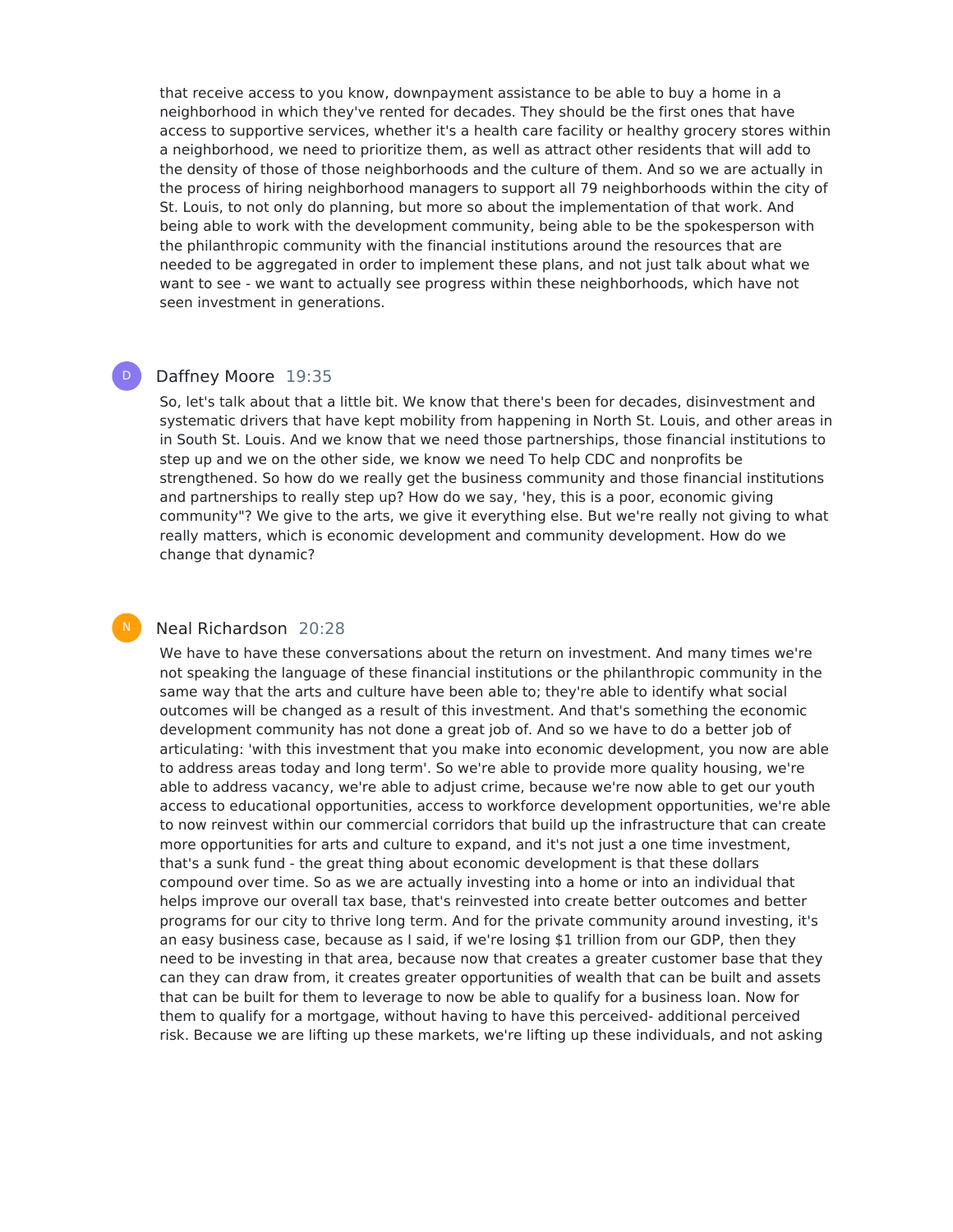that receive access to you know, downpayment assistance to be able to buy a home in a neighborhood in which they've rented for decades. They should be the first ones that have access to supportive services, whether it's a health care facility or healthy grocery stores within a neighborhood, we need to prioritize them, as well as attract other residents that will add to the density of those of those neighborhoods and the culture of them. And so we are actually in the process of hiring neighborhood managers to support all 79 neighborhoods within the city of St. Louis, to not only do planning, but more so about the implementation of that work. And being able to work with the development community, being able to be the spokesperson with the philanthropic community with the financial institutions around the resources that are needed to be aggregated in order to implement these plans, and not just talk about what we want to see - we want to actually see progress within these neighborhoods, which have not seen investment in generations.

**Daffney Moore** 19:35

So, let's talk about that a little bit. We know that there's been for decades, disinvestment and systematic drivers that have kept mobility from happening in North St. Louis, and other areas in in South St. Louis. And we know that we need those partnerships, those financial institutions to step up and we on the other side, we know we need To help CDC and nonprofits be strengthened. So how do we really get the business community and those financial institutions and partnerships to really step up? How do we say, 'hey, this is a poor, economic giving community"? We give to the arts, we give it everything else. But we're really not giving to what really matters, which is economic development and community development. How do we change that dynamic?

**Neal Richardson** 20:28

We have to have these conversations about the return on investment. And many times we're not speaking the language of these financial institutions or the philanthropic community in the same way that the arts and culture have been able to; they're able to identify what social outcomes will be changed as a result of this investment. And that's something the economic development community has not done a great job of. And so we have to do a better job of articulating: 'with this investment that you make into economic development, you now are able to address areas today and long term'. So we're able to provide more quality housing, we're able to address vacancy, we're able to adjust crime, because we're now able to get our youth access to educational opportunities, access to workforce development opportunities, we're able to now reinvest within our commercial corridors that build up the infrastructure that can create more opportunities for arts and culture to expand, and it's not just a one time investment, that's a sunk fund - the great thing about economic development is that these dollars compound over time. So as we are actually investing into a home or into an individual that helps improve our overall tax base, that's reinvested into create better outcomes and better programs for our city to thrive long term. And for the private community around investing, it's an easy business case, because as I said, if we're losing $1 trillion from our GDP, then they need to be investing in that area, because now that creates a greater customer base that they can they can draw from, it creates greater opportunities of wealth that can be built and assets that can be built for them to leverage to now be able to qualify for a business loan. Now for them to qualify for a mortgage, without having to have this perceived- additional perceived risk. Because we are lifting up these markets, we're lifting up these individuals, and not asking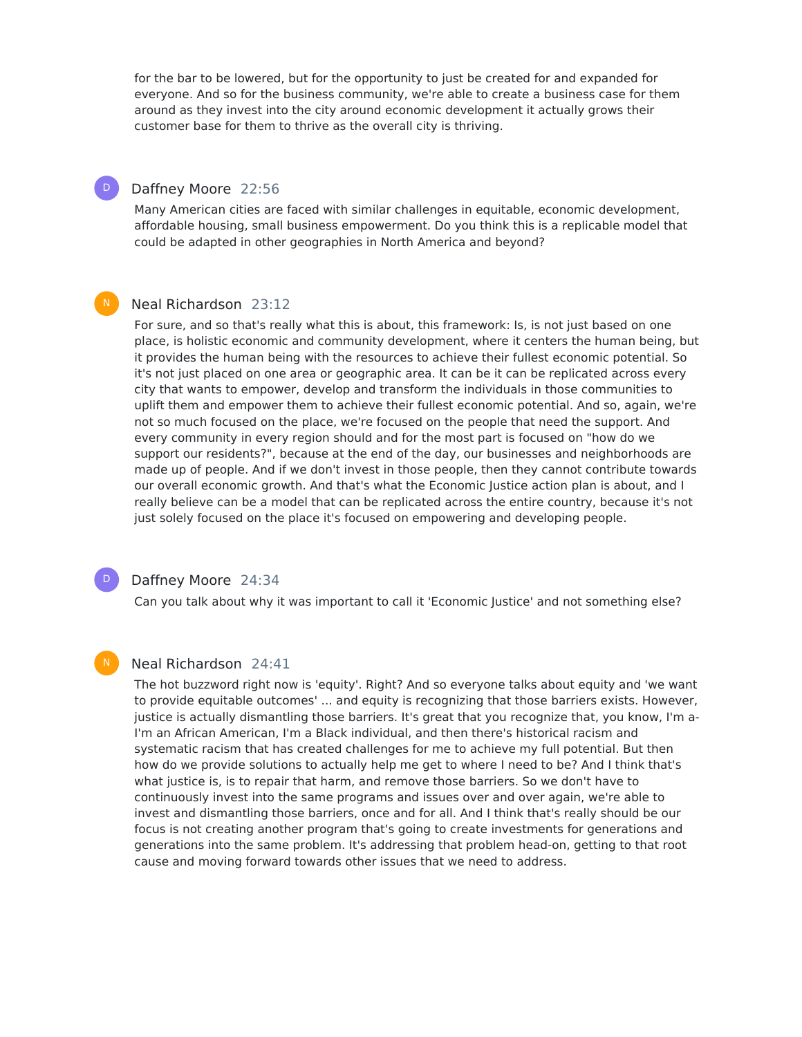for the bar to be lowered, but for the opportunity to just be created for and expanded for everyone. And so for the business community, we're able to create a business case for them around as they invest into the city around economic development it actually grows their customer base for them to thrive as the overall city is thriving.

**Daffney Moore** 22:56

Many American cities are faced with similar challenges in equitable, economic development, affordable housing, small business empowerment. Do you think this is a replicable model that could be adapted in other geographies in North America and beyond?

**Neal Richardson** 23:12

For sure, and so that's really what this is about, this framework: Is, is not just based on one place, is holistic economic and community development, where it centers the human being, but it provides the human being with the resources to achieve their fullest economic potential. So it's not just placed on one area or geographic area. It can be it can be replicated across every city that wants to empower, develop and transform the individuals in those communities to uplift them and empower them to achieve their fullest economic potential. And so, again, we're not so much focused on the place, we're focused on the people that need the support. And every community in every region should and for the most part is focused on "how do we support our residents?", because at the end of the day, our businesses and neighborhoods are made up of people. And if we don't invest in those people, then they cannot contribute towards our overall economic growth. And that's what the Economic Justice action plan is about, and I really believe can be a model that can be replicated across the entire country, because it's not just solely focused on the place it's focused on empowering and developing people.

**Daffney Moore** 24:34

Can you talk about why it was important to call it 'Economic Justice' and not something else?

**Neal Richardson** 24:41

The hot buzzword right now is 'equity'. Right? And so everyone talks about equity and 'we want to provide equitable outcomes' ... and equity is recognizing that those barriers exists. However, justice is actually dismantling those barriers. It's great that you recognize that, you know, I'm a- I'm an African American, I'm a Black individual, and then there's historical racism and systematic racism that has created challenges for me to achieve my full potential. But then how do we provide solutions to actually help me get to where I need to be? And I think that's what justice is, is to repair that harm, and remove those barriers. So we don't have to continuously invest into the same programs and issues over and over again, we're able to invest and dismantling those barriers, once and for all. And I think that's really should be our focus is not creating another program that's going to create investments for generations and generations into the same problem. It's addressing that problem head-on, getting to that root cause and moving forward towards other issues that we need to address.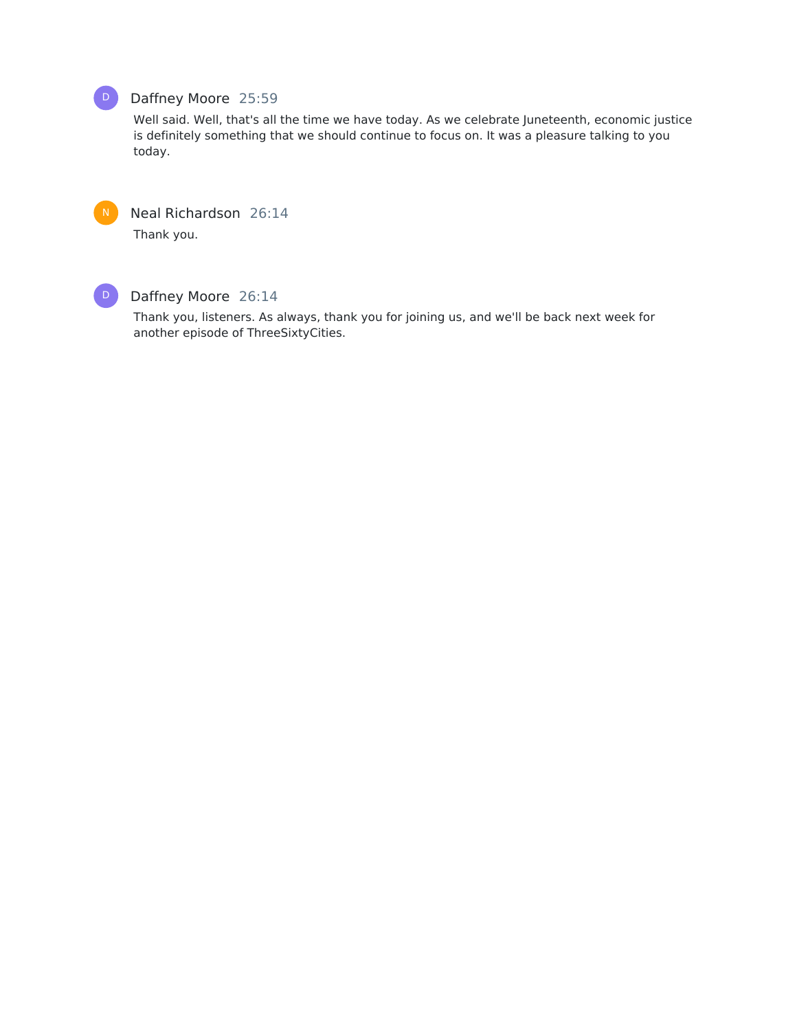Daffney Moore 25:59

Well said. Well, that's all the time we have today. As we celebrate Juneteenth, economic justice is definitely something that we should continue to focus on. It was a pleasure talking to you today.

Neal Richardson 26:14

Thank you.

Daffney Moore 26:14

Thank you, listeners. As always, thank you for joining us, and we'll be back next week for another episode of ThreeSixtyCities.